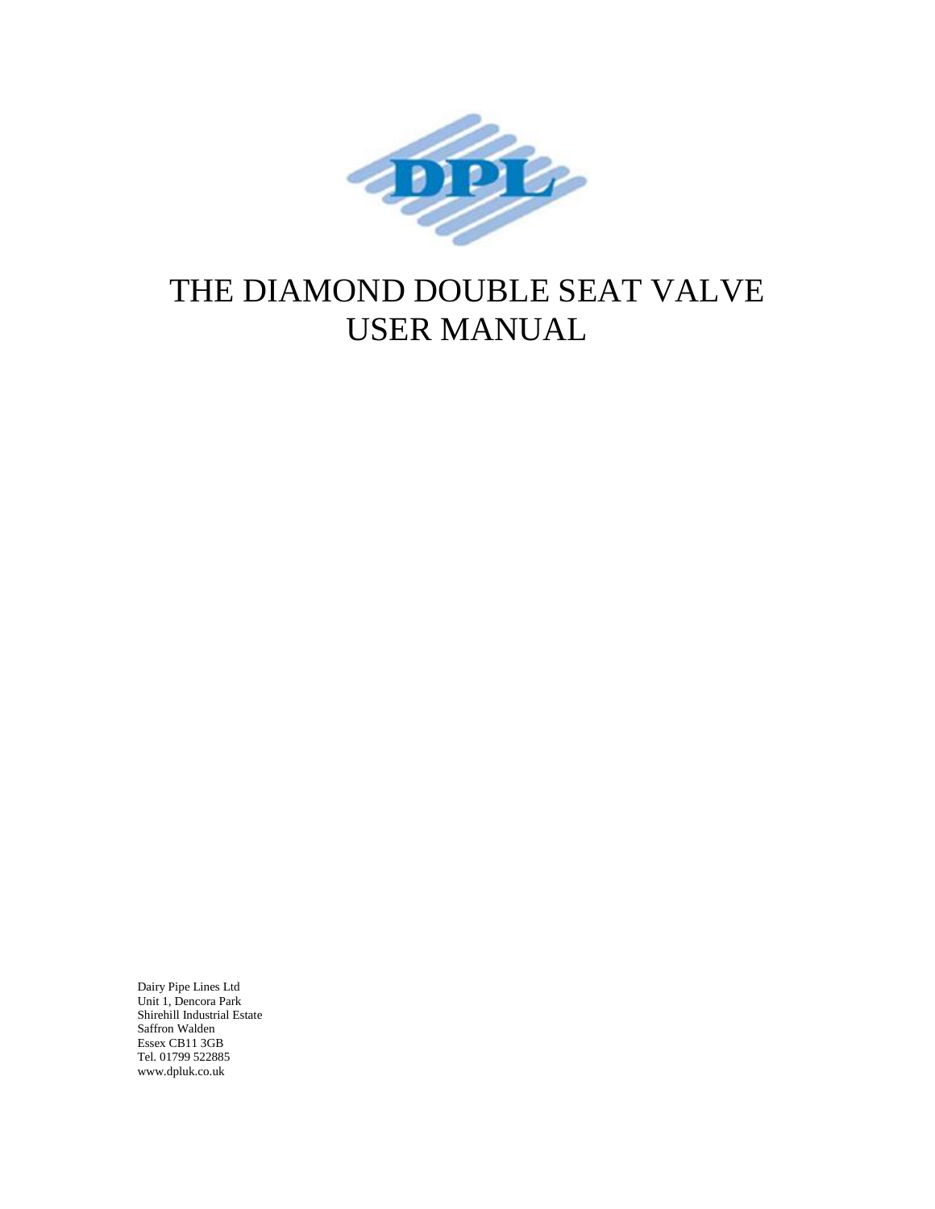DPL

# THE DIAMOND DOUBLE SEAT VALVE
# USER MANUAL

Dairy Pipe Lines Ltd
Unit 1, Dencora Park
Shirehill Industrial Estate
Saffron Walden
Essex CB11 3GB
Tel. 01799 522885
www.dpluk.co.uk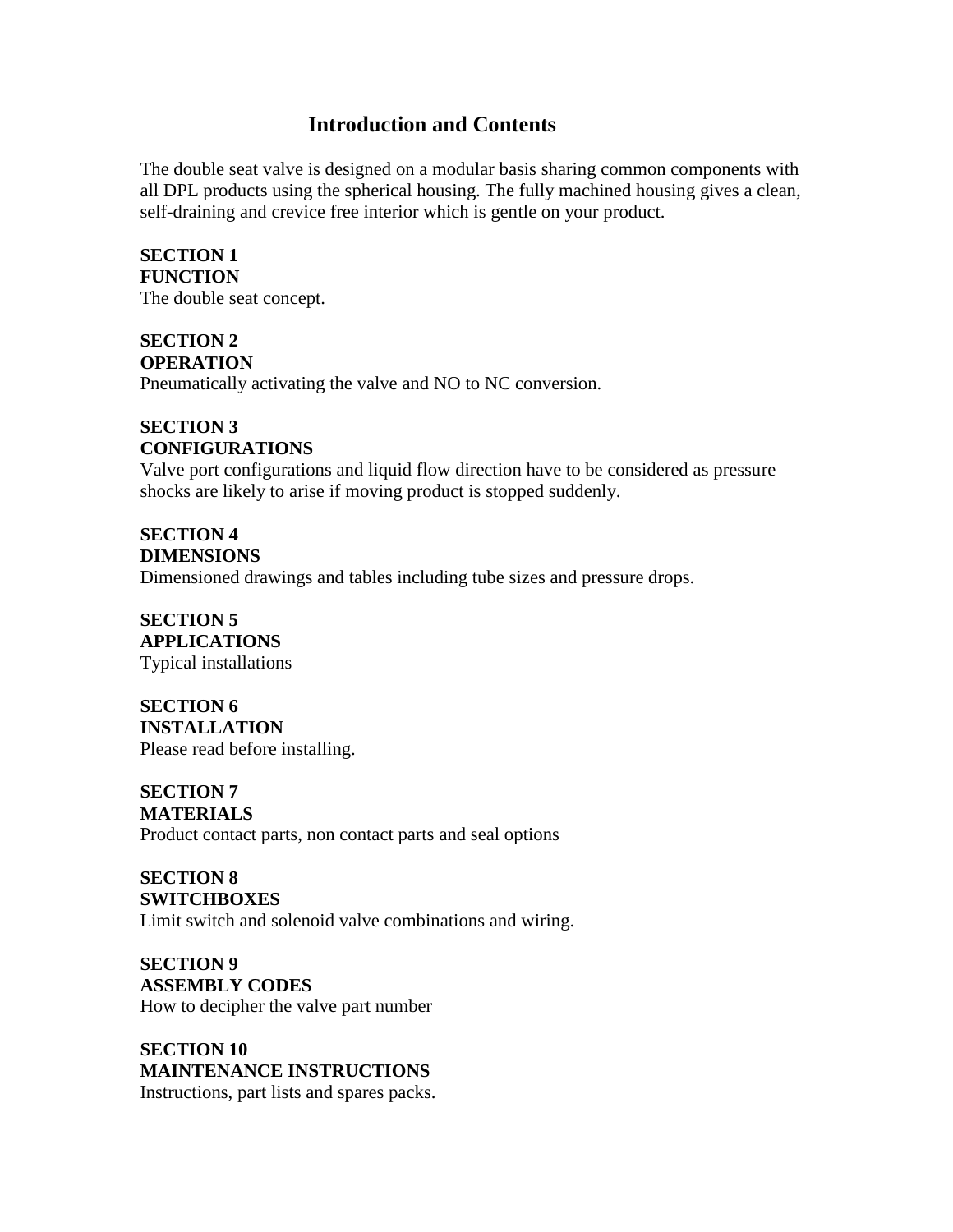# Introduction and Contents

The double seat valve is designed on a modular basis sharing common components with all DPL products using the spherical housing. The fully machined housing gives a clean, self-draining and crevice free interior which is gentle on your product.

**SECTION 1**
**FUNCTION**
The double seat concept.

**SECTION 2**
**OPERATION**
Pneumatically activating the valve and NO to NC conversion.

**SECTION 3**
**CONFIGURATIONS**
Valve port configurations and liquid flow direction have to be considered as pressure shocks are likely to arise if moving product is stopped suddenly.

**SECTION 4**
**DIMENSIONS**
Dimensioned drawings and tables including tube sizes and pressure drops.

**SECTION 5**
**APPLICATIONS**
Typical installations

**SECTION 6**
**INSTALLATION**
Please read before installing.

**SECTION 7**
**MATERIALS**
Product contact parts, non contact parts and seal options

**SECTION 8**
**SWITCHBOXES**
Limit switch and solenoid valve combinations and wiring.

**SECTION 9**
**ASSEMBLY CODES**
How to decipher the valve part number

**SECTION 10**
**MAINTENANCE INSTRUCTIONS**
Instructions, part lists and spares packs.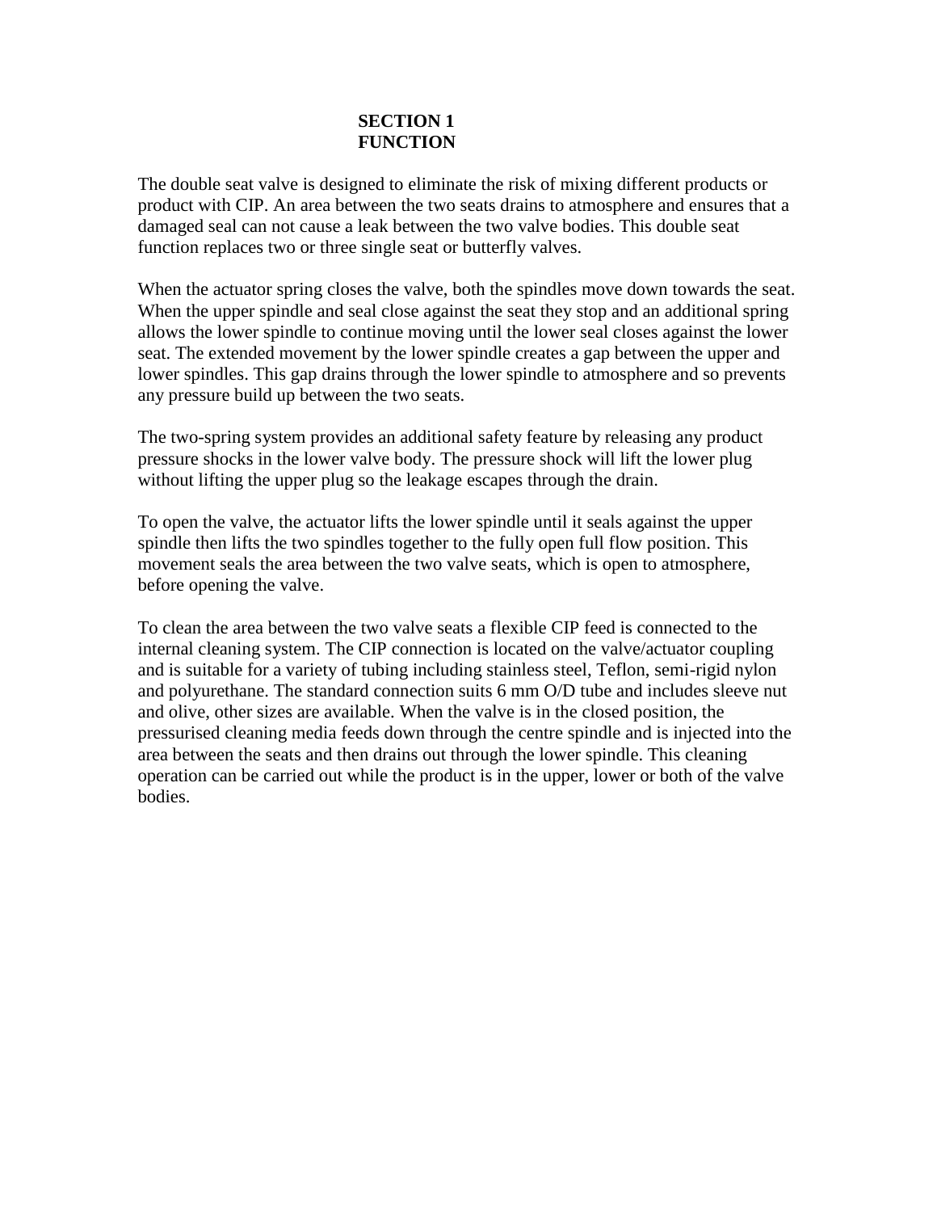# SECTION 1
# FUNCTION

The double seat valve is designed to eliminate the risk of mixing different products or product with CIP. An area between the two seats drains to atmosphere and ensures that a damaged seal can not cause a leak between the two valve bodies. This double seat function replaces two or three single seat or butterfly valves.

When the actuator spring closes the valve, both the spindles move down towards the seat. When the upper spindle and seal close against the seat they stop and an additional spring allows the lower spindle to continue moving until the lower seal closes against the lower seat. The extended movement by the lower spindle creates a gap between the upper and lower spindles. This gap drains through the lower spindle to atmosphere and so prevents any pressure build up between the two seats.

The two-spring system provides an additional safety feature by releasing any product pressure shocks in the lower valve body. The pressure shock will lift the lower plug without lifting the upper plug so the leakage escapes through the drain.

To open the valve, the actuator lifts the lower spindle until it seals against the upper spindle then lifts the two spindles together to the fully open full flow position. This movement seals the area between the two valve seats, which is open to atmosphere, before opening the valve.

To clean the area between the two valve seats a flexible CIP feed is connected to the internal cleaning system. The CIP connection is located on the valve/actuator coupling and is suitable for a variety of tubing including stainless steel, Teflon, semi-rigid nylon and polyurethane. The standard connection suits 6 mm O/D tube and includes sleeve nut and olive, other sizes are available. When the valve is in the closed position, the pressurised cleaning media feeds down through the centre spindle and is injected into the area between the seats and then drains out through the lower spindle. This cleaning operation can be carried out while the product is in the upper, lower or both of the valve bodies.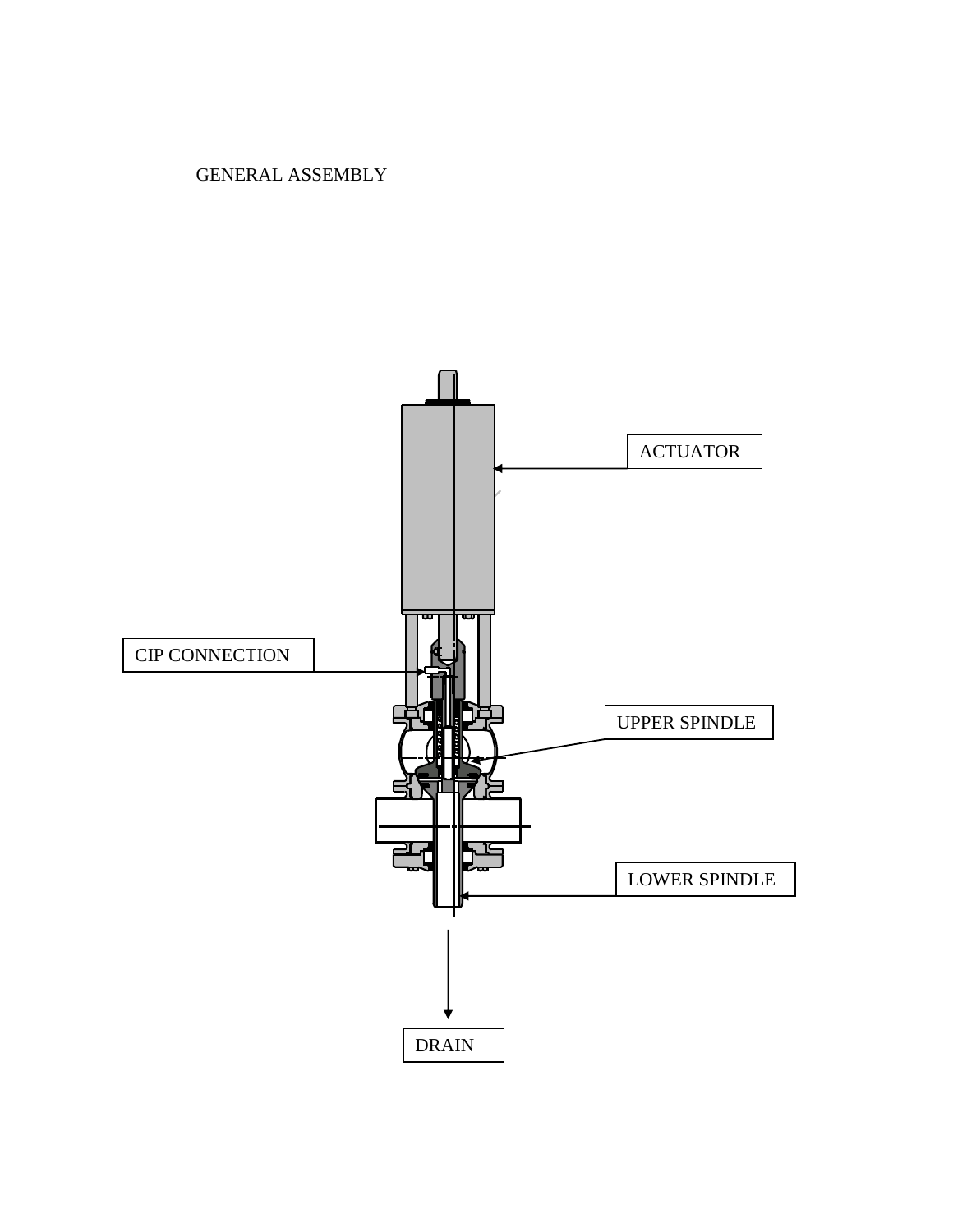GENERAL ASSEMBLY

ACTUATOR

CIP CONNECTION

UPPER SPINDLE

LOWER SPINDLE

DRAIN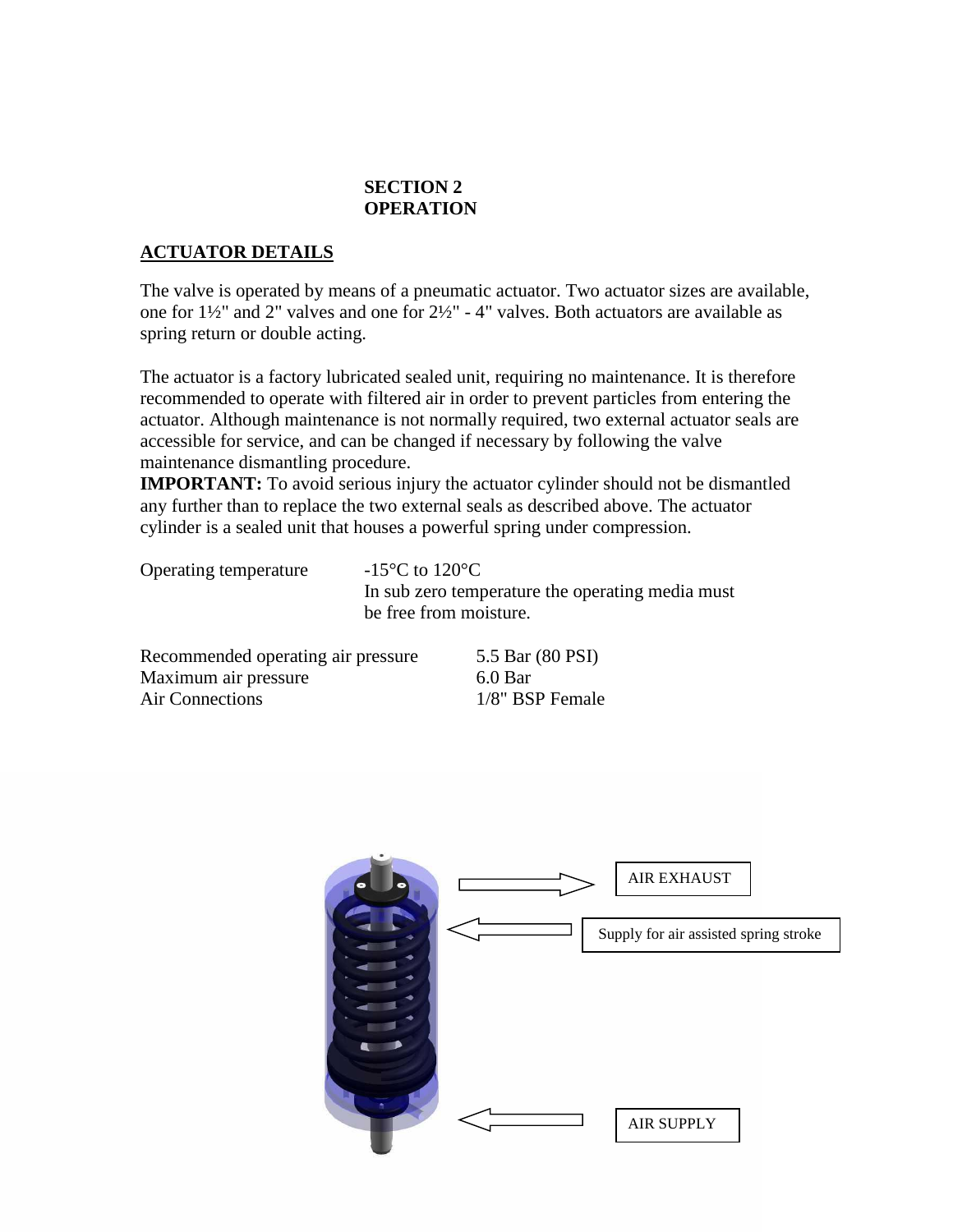# SECTION 2
# OPERATION

## ACTUATOR DETAILS

The valve is operated by means of a pneumatic actuator. Two actuator sizes are available, one for 1½" and 2" valves and one for 2½" - 4" valves. Both actuators are available as spring return or double acting.

The actuator is a factory lubricated sealed unit, requiring no maintenance. It is therefore recommended to operate with filtered air in order to prevent particles from entering the actuator. Although maintenance is not normally required, two external actuator seals are accessible for service, and can be changed if necessary by following the valve maintenance dismantling procedure.

**IMPORTANT:** To avoid serious injury the actuator cylinder should not be dismantled any further than to replace the two external seals as described above. The actuator cylinder is a sealed unit that houses a powerful spring under compression.

| | |
|---|---|
| Operating temperature | -15°C to 120°C<br>In sub zero temperature the operating media must be free from moisture. |

| | |
|---|---|
| Recommended operating air pressure | 5.5 Bar (80 PSI) |
| Maximum air pressure | 6.0 Bar |
| Air Connections | 1/8" BSP Female |

AIR EXHAUST

Supply for air assisted spring stroke

AIR SUPPLY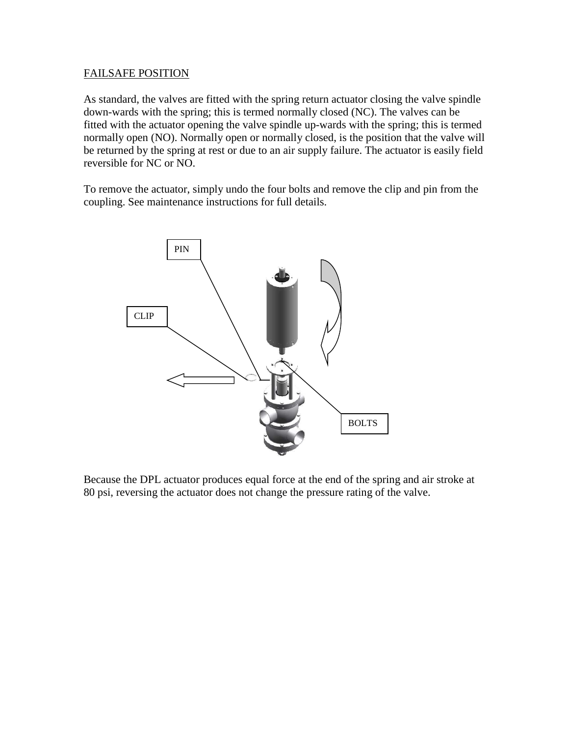## FAILSAFE POSITION

As standard, the valves are fitted with the spring return actuator closing the valve spindle down-wards with the spring; this is termed normally closed (NC). The valves can be fitted with the actuator opening the valve spindle up-wards with the spring; this is termed normally open (NO). Normally open or normally closed, is the position that the valve will be returned by the spring at rest or due to an air supply failure. The actuator is easily field reversible for NC or NO.

To remove the actuator, simply undo the four bolts and remove the clip and pin from the coupling. See maintenance instructions for full details.

PIN

CLIP

BOLTS

Because the DPL actuator produces equal force at the end of the spring and air stroke at 80 psi, reversing the actuator does not change the pressure rating of the valve.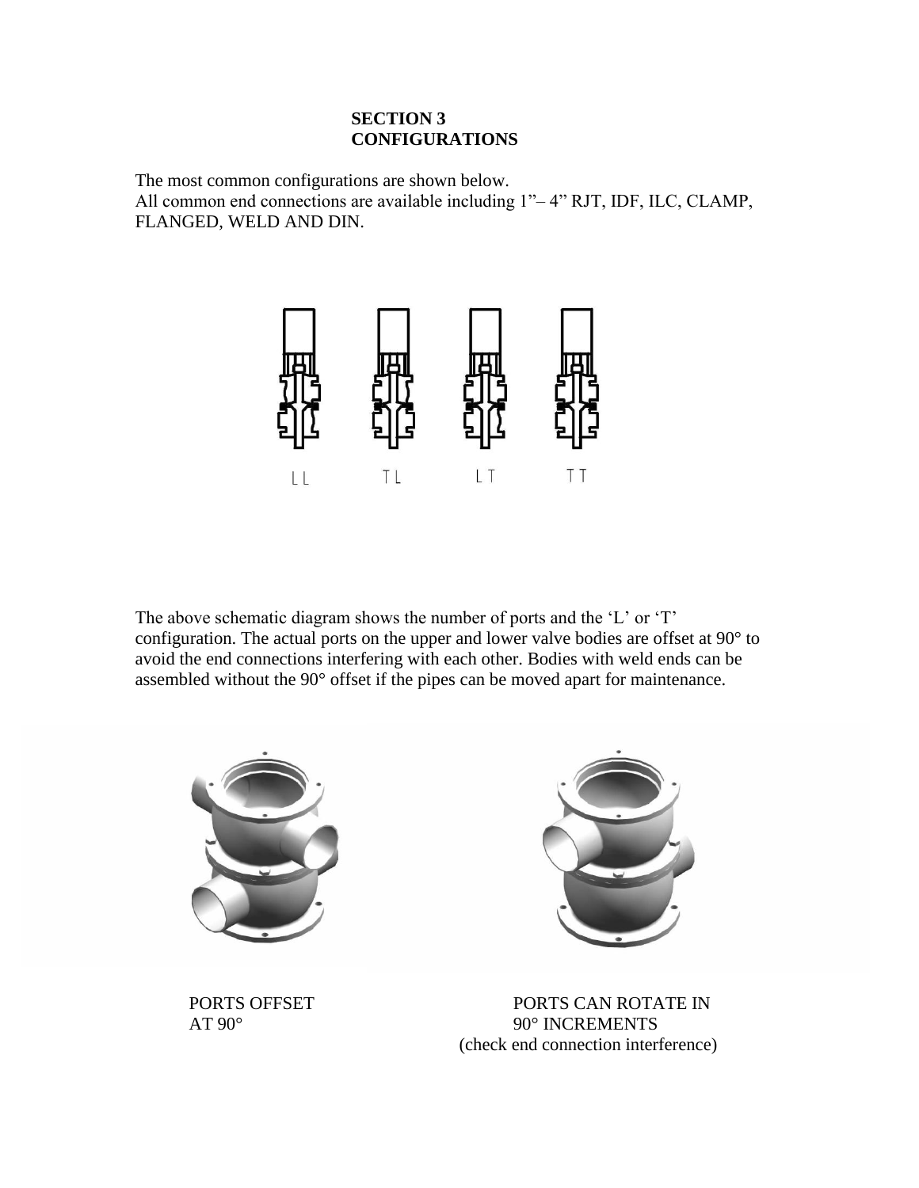# SECTION 3
# CONFIGURATIONS

The most common configurations are shown below.
All common end connections are available including 1"– 4" RJT, IDF, ILC, CLAMP, FLANGED, WELD AND DIN.

LL TL LT TT

The above schematic diagram shows the number of ports and the 'L' or 'T' configuration. The actual ports on the upper and lower valve bodies are offset at 90° to avoid the end connections interfering with each other. Bodies with weld ends can be assembled without the 90° offset if the pipes can be moved apart for maintenance.

PORTS OFFSET AT 90°

PORTS CAN ROTATE IN 90° INCREMENTS (check end connection interference)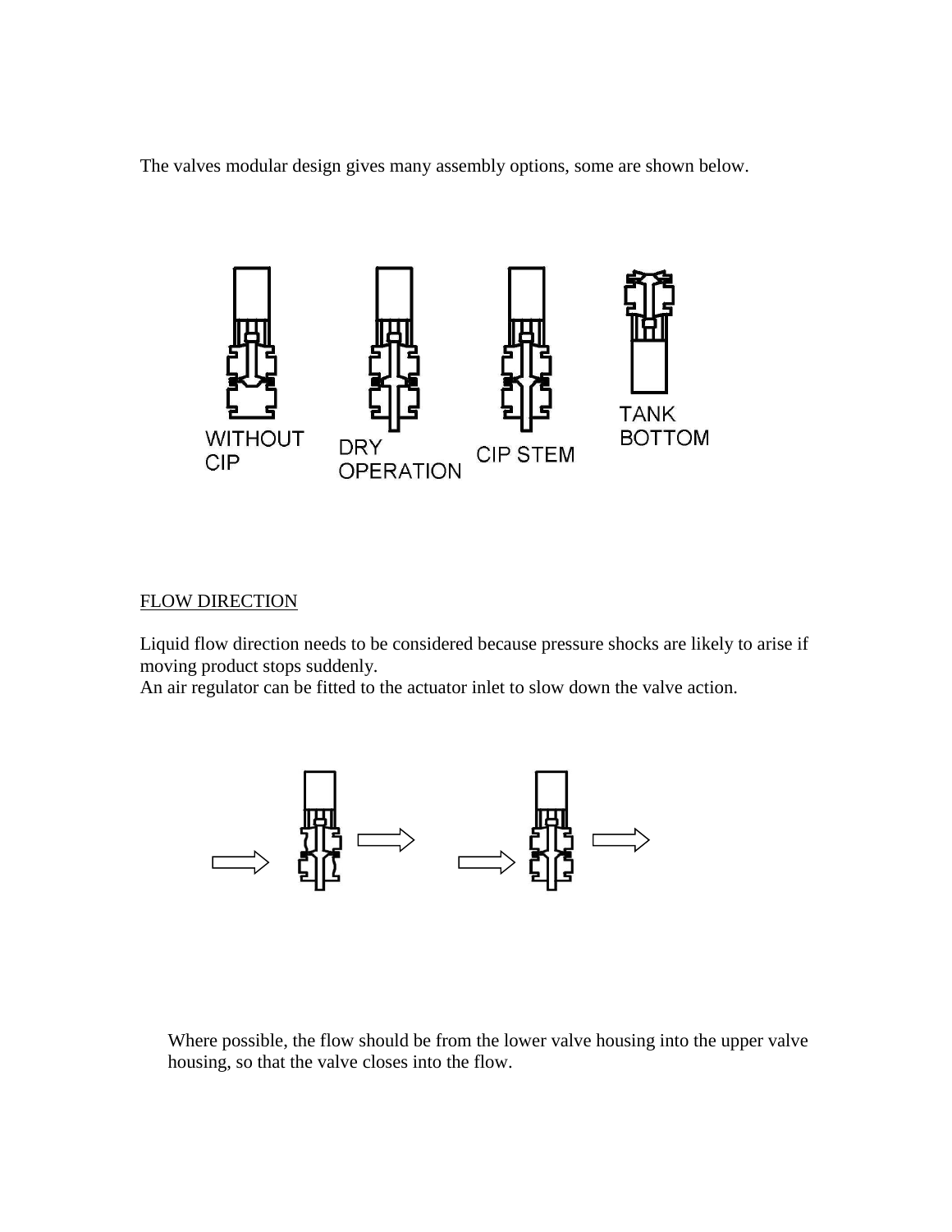The valves modular design gives many assembly options, some are shown below.

WITHOUT CIP

DRY OPERATION

CIP STEM

TANK BOTTOM

## FLOW DIRECTION

Liquid flow direction needs to be considered because pressure shocks are likely to arise if moving product stops suddenly.
An air regulator can be fitted to the actuator inlet to slow down the valve action.

Where possible, the flow should be from the lower valve housing into the upper valve housing, so that the valve closes into the flow.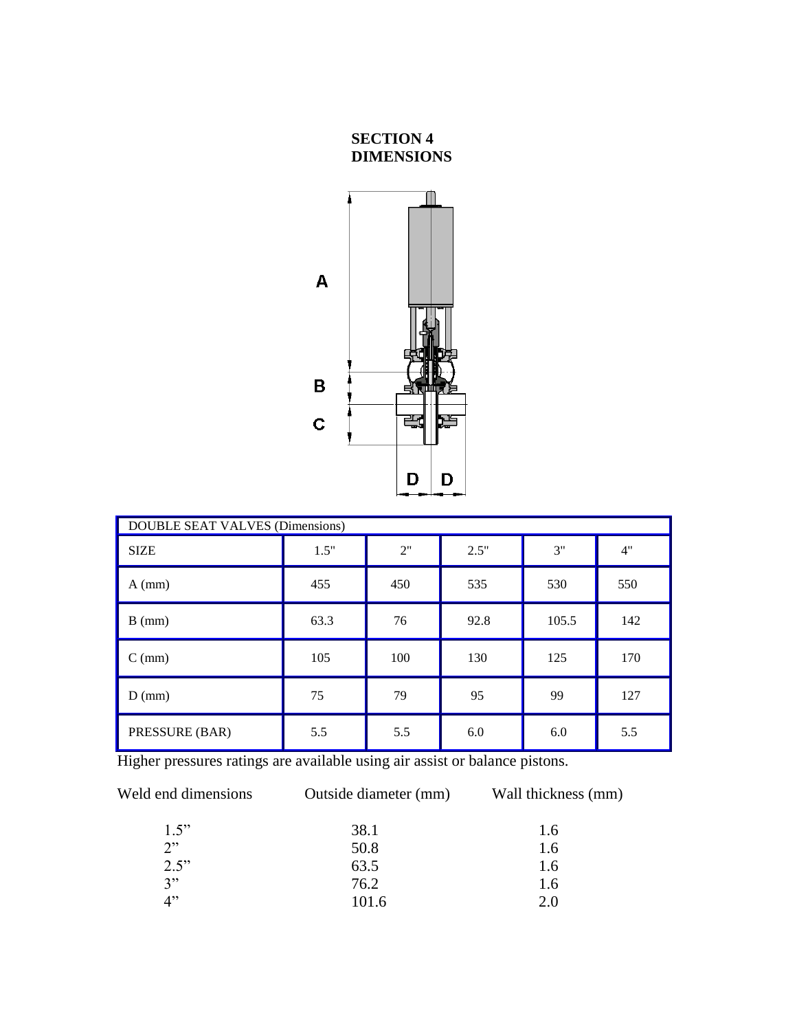# SECTION 4
# DIMENSIONS

| DOUBLE SEAT VALVES (Dimensions) | | | | | |
|---|---|---|---|---|---|
| SIZE | 1.5" | 2" | 2.5" | 3" | 4" |
| A (mm) | 455 | 450 | 535 | 530 | 550 |
| B (mm) | 63.3 | 76 | 92.8 | 105.5 | 142 |
| C (mm) | 105 | 100 | 130 | 125 | 170 |
| D (mm) | 75 | 79 | 95 | 99 | 127 |
| PRESSURE (BAR) | 5.5 | 5.5 | 6.0 | 6.0 | 5.5 |

Higher pressures ratings are available using air assist or balance pistons.

| Weld end dimensions | Outside diameter (mm) | Wall thickness (mm) |
|---|---|---|
| 1.5” | 38.1 | 1.6 |
| 2” | 50.8 | 1.6 |
| 2.5” | 63.5 | 1.6 |
| 3” | 76.2 | 1.6 |
| 4” | 101.6 | 2.0 |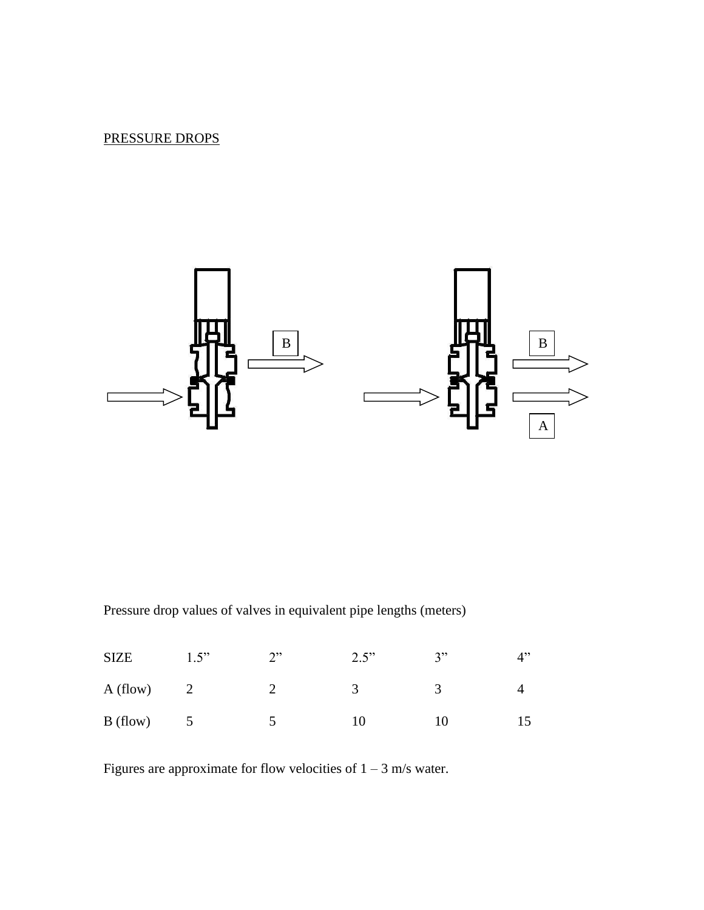PRESSURE DROPS

B

B

A

Pressure drop values of valves in equivalent pipe lengths (meters)

| SIZE | 1.5" | 2" | 2.5" | 3" | 4" |
|---|---|---|---|---|---|
| A (flow) | 2 | 2 | 3 | 3 | 4 |
| B (flow) | 5 | 5 | 10 | 10 | 15 |

Figures are approximate for flow velocities of 1 – 3 m/s water.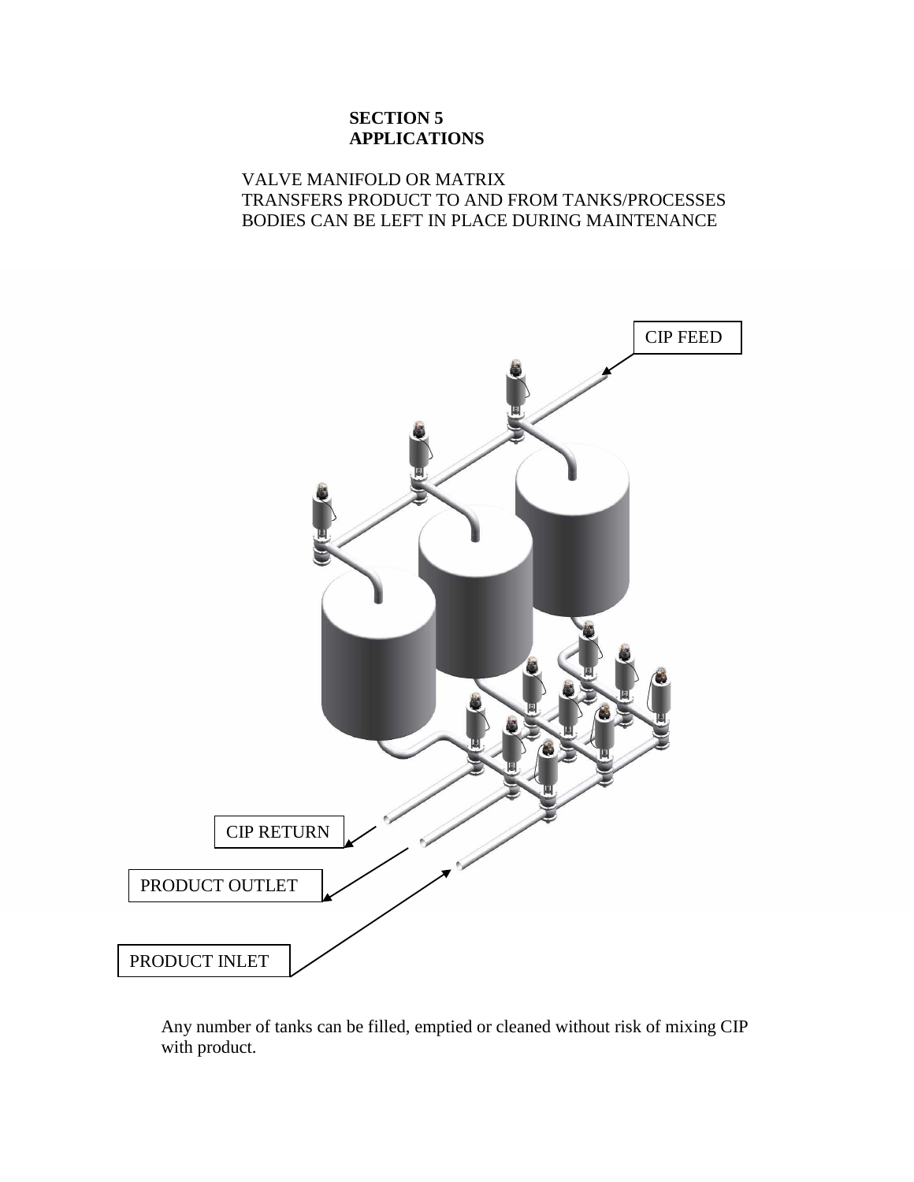# SECTION 5
# APPLICATIONS

VALVE MANIFOLD OR MATRIX
TRANSFERS PRODUCT TO AND FROM TANKS/PROCESSES
BODIES CAN BE LEFT IN PLACE DURING MAINTENANCE

CIP FEED

CIP RETURN

PRODUCT OUTLET

PRODUCT INLET

Any number of tanks can be filled, emptied or cleaned without risk of mixing CIP with product.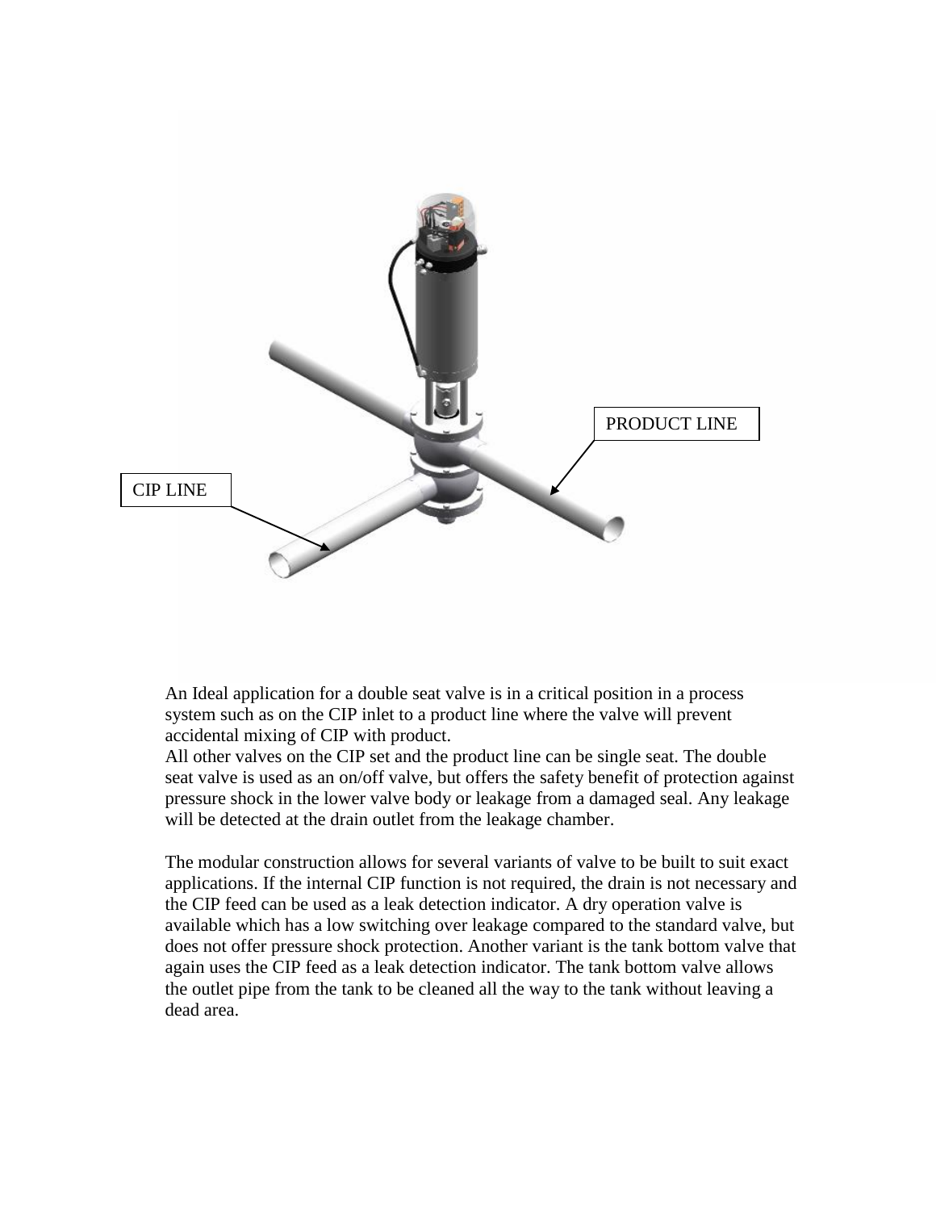PRODUCT LINE

CIP LINE

An Ideal application for a double seat valve is in a critical position in a process system such as on the CIP inlet to a product line where the valve will prevent accidental mixing of CIP with product.
All other valves on the CIP set and the product line can be single seat. The double seat valve is used as an on/off valve, but offers the safety benefit of protection against pressure shock in the lower valve body or leakage from a damaged seal. Any leakage will be detected at the drain outlet from the leakage chamber.

The modular construction allows for several variants of valve to be built to suit exact applications. If the internal CIP function is not required, the drain is not necessary and the CIP feed can be used as a leak detection indicator. A dry operation valve is available which has a low switching over leakage compared to the standard valve, but does not offer pressure shock protection. Another variant is the tank bottom valve that again uses the CIP feed as a leak detection indicator. The tank bottom valve allows the outlet pipe from the tank to be cleaned all the way to the tank without leaving a dead area.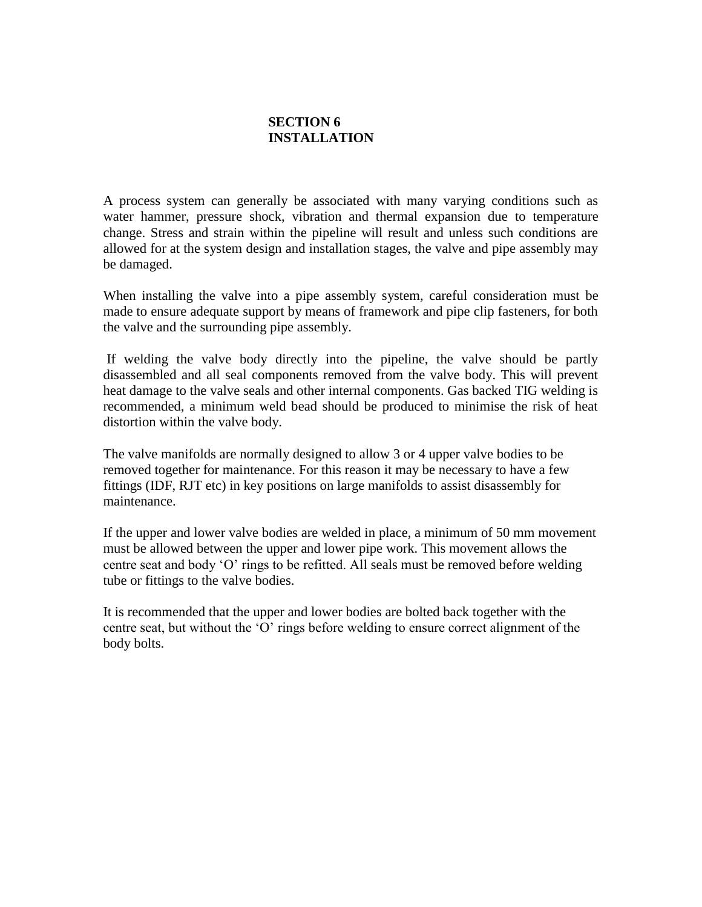# SECTION 6
# INSTALLATION

A process system can generally be associated with many varying conditions such as water hammer, pressure shock, vibration and thermal expansion due to temperature change. Stress and strain within the pipeline will result and unless such conditions are allowed for at the system design and installation stages, the valve and pipe assembly may be damaged.

When installing the valve into a pipe assembly system, careful consideration must be made to ensure adequate support by means of framework and pipe clip fasteners, for both the valve and the surrounding pipe assembly.

If welding the valve body directly into the pipeline, the valve should be partly disassembled and all seal components removed from the valve body. This will prevent heat damage to the valve seals and other internal components. Gas backed TIG welding is recommended, a minimum weld bead should be produced to minimise the risk of heat distortion within the valve body.

The valve manifolds are normally designed to allow 3 or 4 upper valve bodies to be removed together for maintenance. For this reason it may be necessary to have a few fittings (IDF, RJT etc) in key positions on large manifolds to assist disassembly for maintenance.

If the upper and lower valve bodies are welded in place, a minimum of 50 mm movement must be allowed between the upper and lower pipe work. This movement allows the centre seat and body 'O' rings to be refitted. All seals must be removed before welding tube or fittings to the valve bodies.

It is recommended that the upper and lower bodies are bolted back together with the centre seat, but without the 'O' rings before welding to ensure correct alignment of the body bolts.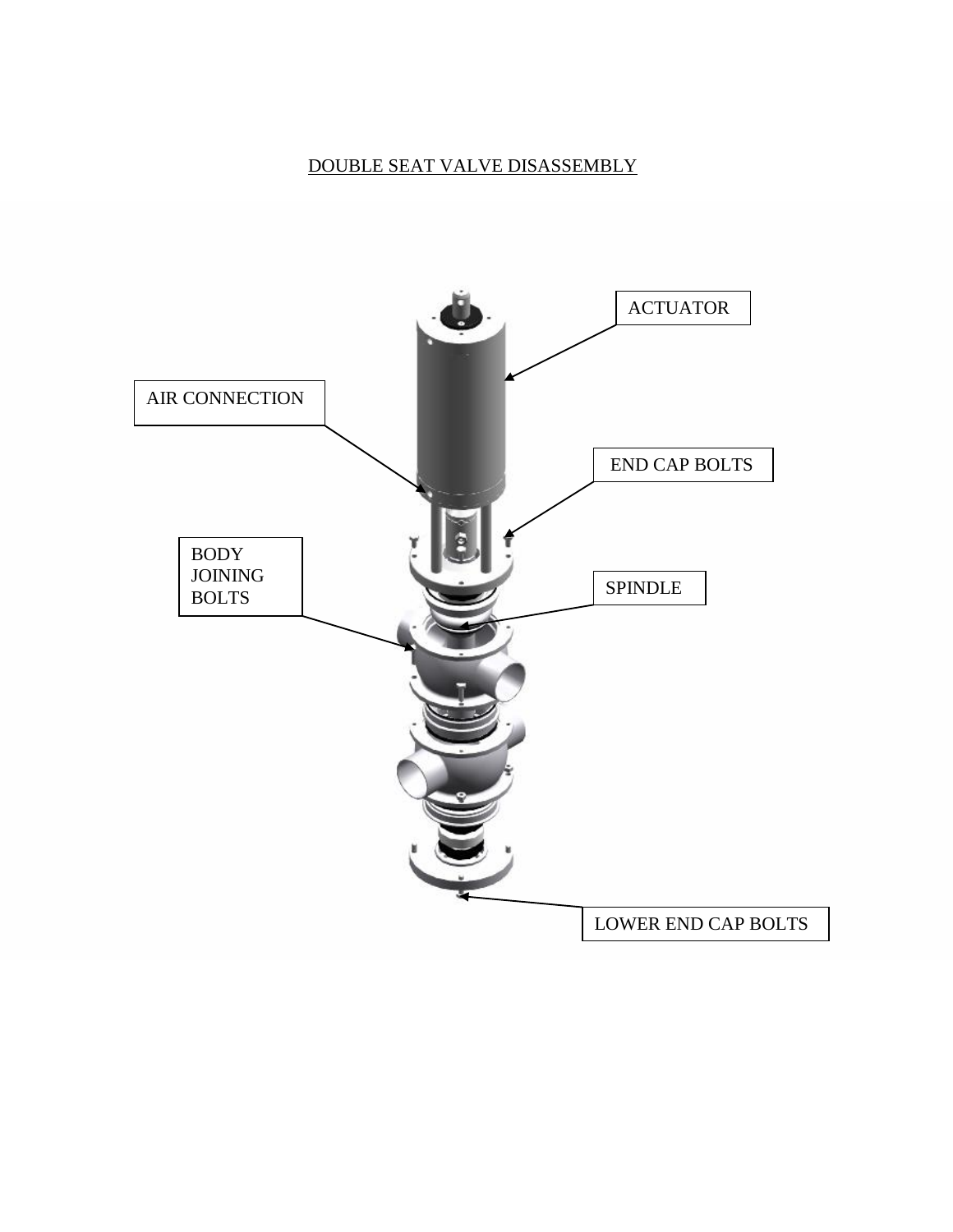DOUBLE SEAT VALVE DISASSEMBLY

ACTUATOR

AIR CONNECTION

END CAP BOLTS

BODY JOINING BOLTS

SPINDLE

LOWER END CAP BOLTS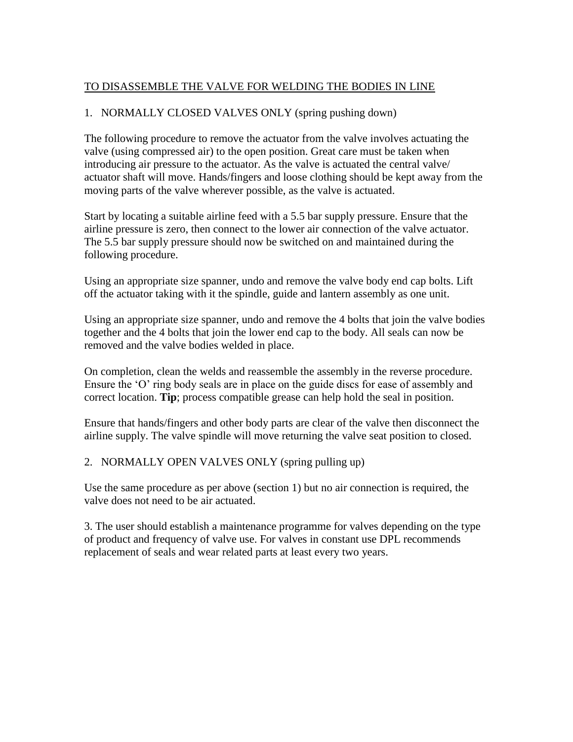<u>TO DISASSEMBLE THE VALVE FOR WELDING THE BODIES IN LINE</u>

1. NORMALLY CLOSED VALVES ONLY (spring pushing down)

The following procedure to remove the actuator from the valve involves actuating the valve (using compressed air) to the open position. Great care must be taken when introducing air pressure to the actuator. As the valve is actuated the central valve/ actuator shaft will move. Hands/fingers and loose clothing should be kept away from the moving parts of the valve wherever possible, as the valve is actuated.

Start by locating a suitable airline feed with a 5.5 bar supply pressure. Ensure that the airline pressure is zero, then connect to the lower air connection of the valve actuator. The 5.5 bar supply pressure should now be switched on and maintained during the following procedure.

Using an appropriate size spanner, undo and remove the valve body end cap bolts. Lift off the actuator taking with it the spindle, guide and lantern assembly as one unit.

Using an appropriate size spanner, undo and remove the 4 bolts that join the valve bodies together and the 4 bolts that join the lower end cap to the body. All seals can now be removed and the valve bodies welded in place.

On completion, clean the welds and reassemble the assembly in the reverse procedure. Ensure the 'O' ring body seals are in place on the guide discs for ease of assembly and correct location. **Tip**; process compatible grease can help hold the seal in position.

Ensure that hands/fingers and other body parts are clear of the valve then disconnect the airline supply. The valve spindle will move returning the valve seat position to closed.

2. NORMALLY OPEN VALVES ONLY (spring pulling up)

Use the same procedure as per above (section 1) but no air connection is required, the valve does not need to be air actuated.

3. The user should establish a maintenance programme for valves depending on the type of product and frequency of valve use. For valves in constant use DPL recommends replacement of seals and wear related parts at least every two years.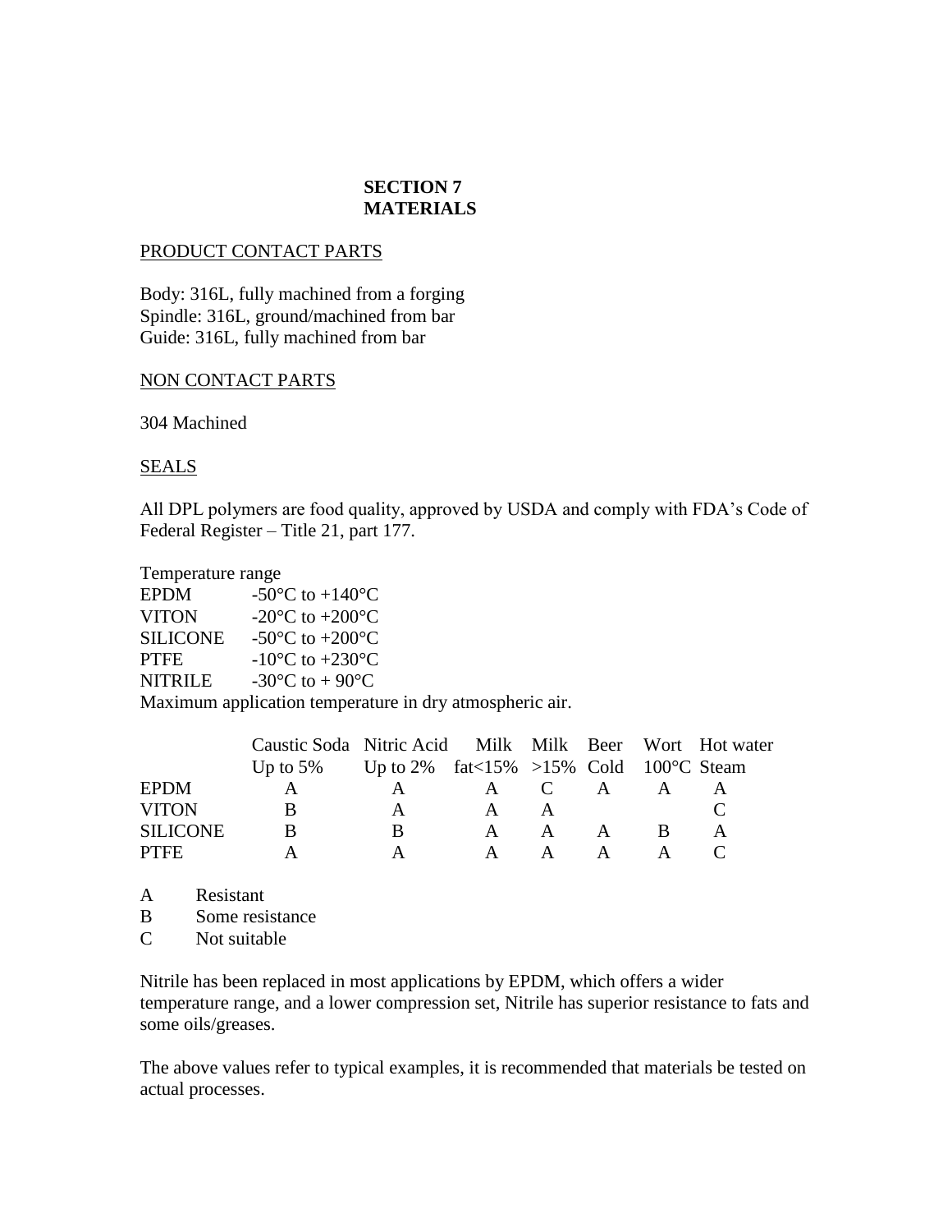# SECTION 7
# MATERIALS

## PRODUCT CONTACT PARTS

Body: 316L, fully machined from a forging
Spindle: 316L, ground/machined from bar
Guide: 316L, fully machined from bar

## NON CONTACT PARTS

304 Machined

## SEALS

All DPL polymers are food quality, approved by USDA and comply with FDA's Code of Federal Register – Title 21, part 177.

Temperature range

| | |
|---|---|
| EPDM | -50°C to +140°C |
| VITON | -20°C to +200°C |
| SILICONE | -50°C to +200°C |
| PTFE | -10°C to +230°C |
| NITRILE | -30°C to + 90°C |

Maximum application temperature in dry atmospheric air.

| | Caustic Soda Up to 5% | Nitric Acid Up to 2% | Milk fat<15% | Milk >15% | Beer Cold | Wort 100°C | Hot water Steam |
|---|---|---|---|---|---|---|---|
| EPDM | A | A | A | C | A | A | A |
| VITON | B | A | A | A | | | C |
| SILICONE | B | B | A | A | A | B | A |
| PTFE | A | A | A | A | A | A | C |

A Resistant
B Some resistance
C Not suitable

Nitrile has been replaced in most applications by EPDM, which offers a wider temperature range, and a lower compression set, Nitrile has superior resistance to fats and some oils/greases.

The above values refer to typical examples, it is recommended that materials be tested on actual processes.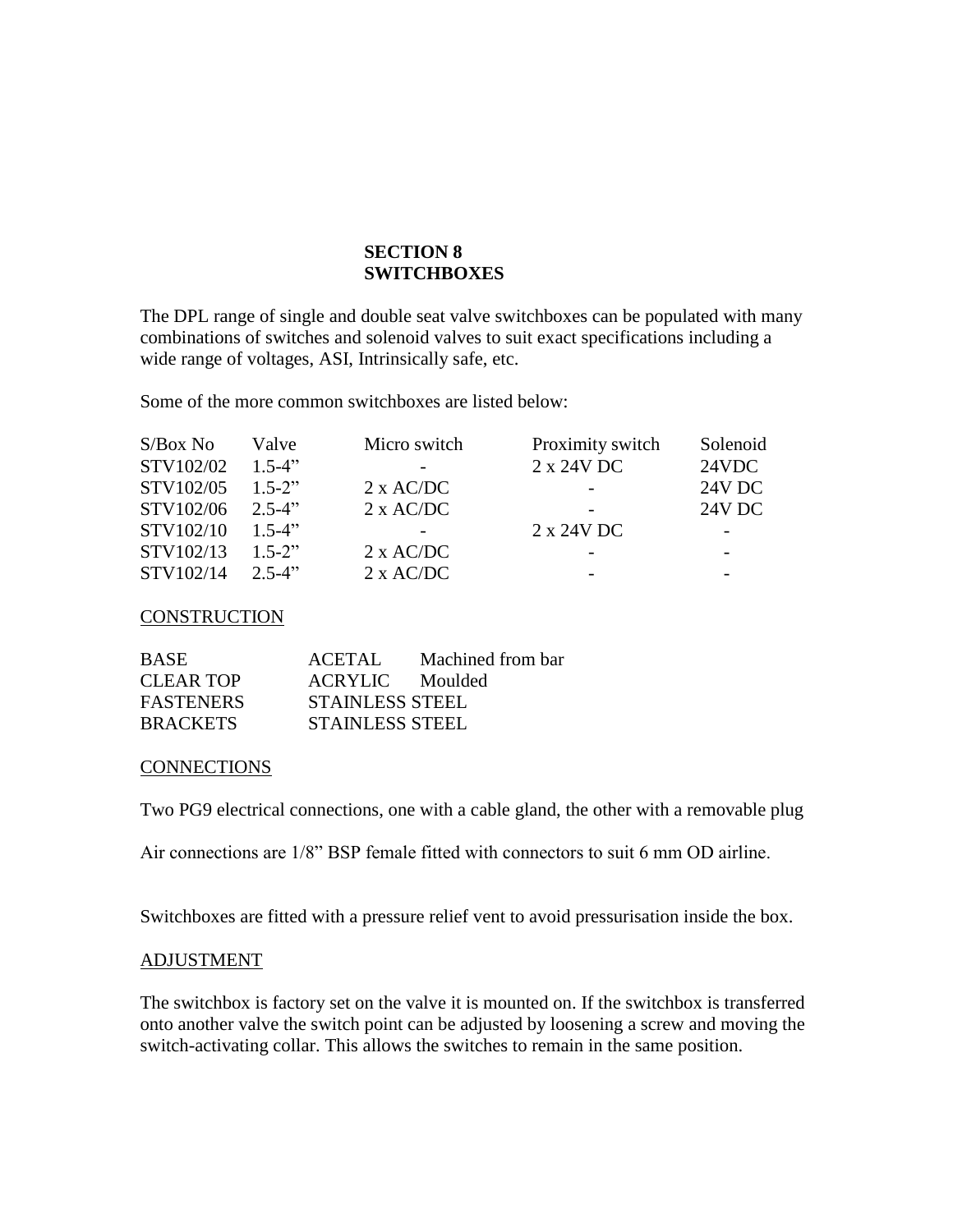# SECTION 8
# SWITCHBOXES

The DPL range of single and double seat valve switchboxes can be populated with many combinations of switches and solenoid valves to suit exact specifications including a wide range of voltages, ASI, Intrinsically safe, etc.

Some of the more common switchboxes are listed below:

| S/Box No | Valve | Micro switch | Proximity switch | Solenoid |
|---|---|---|---|---|
| STV102/02 | 1.5-4" | - | 2 x 24V DC | 24VDC |
| STV102/05 | 1.5-2" | 2 x AC/DC | - | 24V DC |
| STV102/06 | 2.5-4" | 2 x AC/DC | - | 24V DC |
| STV102/10 | 1.5-4" | - | 2 x 24V DC | - |
| STV102/13 | 1.5-2" | 2 x AC/DC | - | - |
| STV102/14 | 2.5-4" | 2 x AC/DC | - | - |

## CONSTRUCTION

| | | |
|---|---|---|
| BASE | ACETAL | Machined from bar |
| CLEAR TOP | ACRYLIC | Moulded |
| FASTENERS | STAINLESS STEEL | |
| BRACKETS | STAINLESS STEEL | |

## CONNECTIONS

Two PG9 electrical connections, one with a cable gland, the other with a removable plug

Air connections are 1/8" BSP female fitted with connectors to suit 6 mm OD airline.

Switchboxes are fitted with a pressure relief vent to avoid pressurisation inside the box.

## ADJUSTMENT

The switchbox is factory set on the valve it is mounted on. If the switchbox is transferred onto another valve the switch point can be adjusted by loosening a screw and moving the switch-activating collar. This allows the switches to remain in the same position.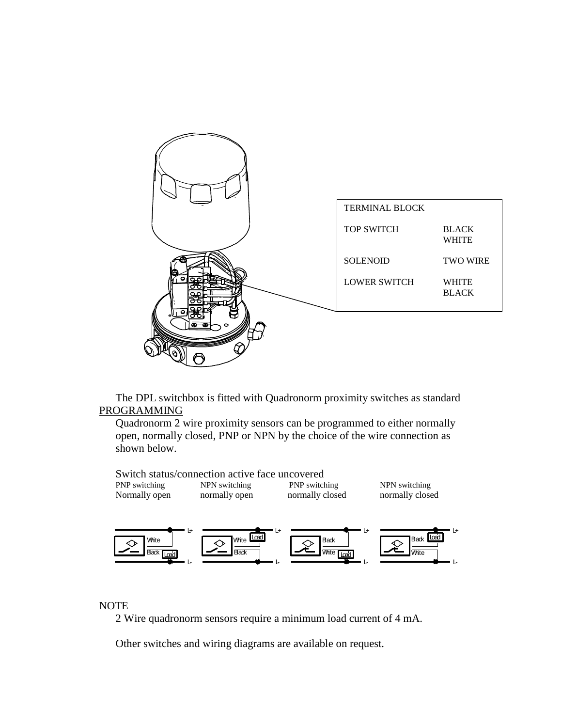TERMINAL BLOCK

| | |
|---|---|
| TOP SWITCH | BLACK<br>WHITE |
| SOLENOID | TWO WIRE |
| LOWER SWITCH | WHITE<br>BLACK |

The DPL switchbox is fitted with Quadronorm proximity switches as standard

PROGRAMMING

Quadronorm 2 wire proximity sensors can be programmed to either normally open, normally closed, PNP or NPN by the choice of the wire connection as shown below.

Switch status/connection active face uncovered

| PNP switching<br>Normally open | NPN switching<br>normally open | PNP switching<br>normally closed | NPN switching<br>normally closed |
|---|---|---|---|
| White / Black / Load / L+ / L- | White / Load / Black / L+ / L- | Black / White / Load / L+ / L- | Black / Load / White / L+ / L- |

NOTE

2 Wire quadronorm sensors require a minimum load current of 4 mA.

Other switches and wiring diagrams are available on request.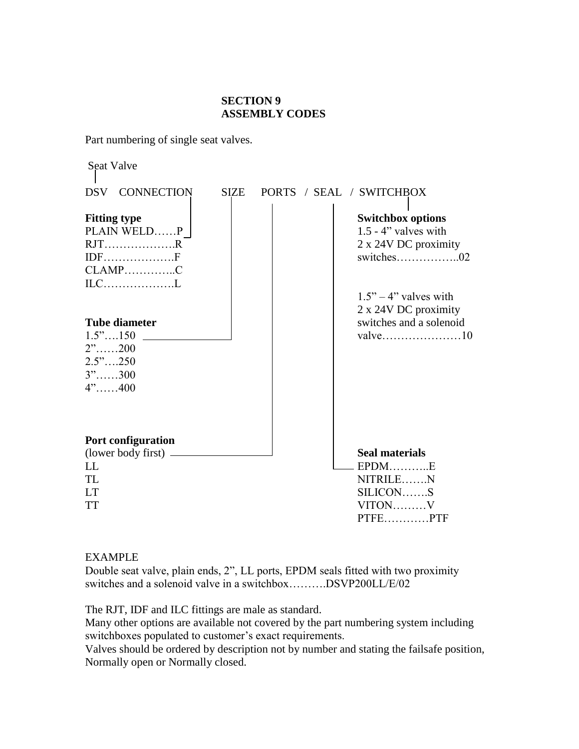**SECTION 9**
**ASSEMBLY CODES**

Part numbering of single seat valves.

Seat Valve

DSV CONNECTION SIZE PORTS / SEAL / SWITCHBOX

**Fitting type**
PLAIN WELD……P
RJT……………….R
IDF……………….F
CLAMP…………..C
ILC……………….L

**Tube diameter**
1.5”….150
2”……200
2.5”….250
3”……300
4”……400

**Port configuration**
(lower body first)
LL
TL
LT
TT

**Switchbox options**
1.5 - 4” valves with 2 x 24V DC proximity switches……………..02

1.5” – 4” valves with 2 x 24V DC proximity switches and a solenoid valve…………………10

**Seal materials**
EPDM………..E
NITRILE…….N
SILICON…….S
VITON………V
PTFE…………PTF

EXAMPLE
Double seat valve, plain ends, 2”, LL ports, EPDM seals fitted with two proximity switches and a solenoid valve in a switchbox……….DSVP200LL/E/02

The RJT, IDF and ILC fittings are male as standard.
Many other options are available not covered by the part numbering system including switchboxes populated to customer’s exact requirements.
Valves should be ordered by description not by number and stating the failsafe position, Normally open or Normally closed.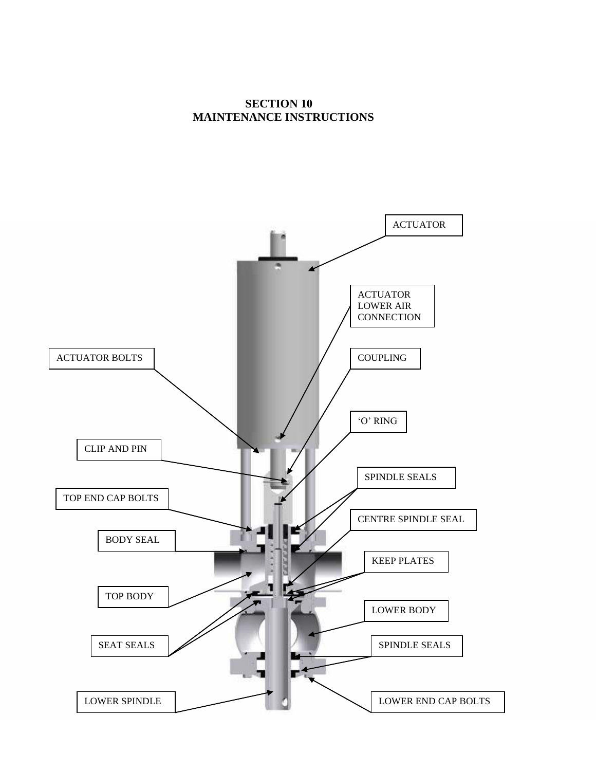# SECTION 10
# MAINTENANCE INSTRUCTIONS

ACTUATOR

ACTUATOR LOWER AIR CONNECTION

ACTUATOR BOLTS

COUPLING

'O' RING

CLIP AND PIN

SPINDLE SEALS

TOP END CAP BOLTS

CENTRE SPINDLE SEAL

BODY SEAL

KEEP PLATES

TOP BODY

LOWER BODY

SEAT SEALS

SPINDLE SEALS

LOWER SPINDLE

LOWER END CAP BOLTS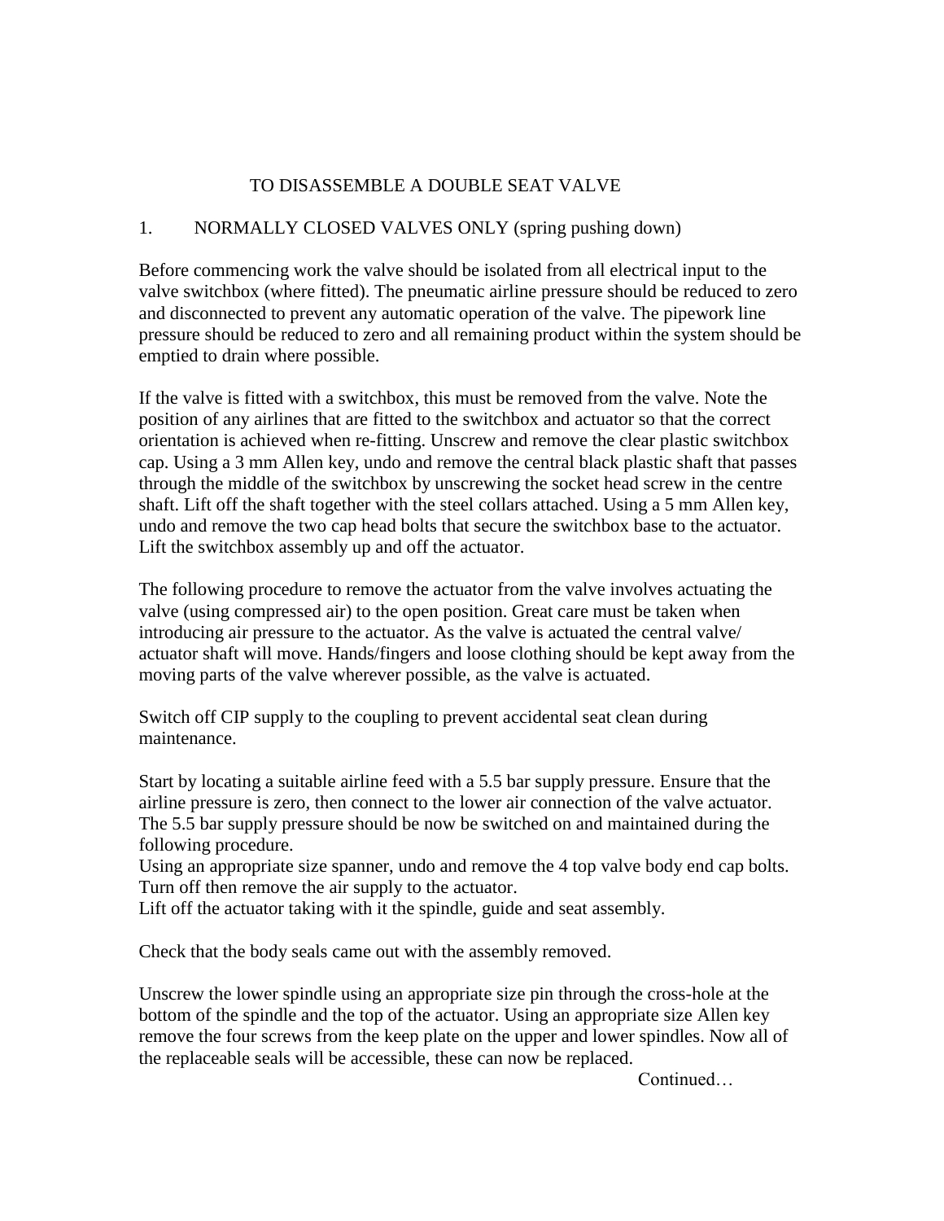# TO DISASSEMBLE A DOUBLE SEAT VALVE

## 1. NORMALLY CLOSED VALVES ONLY (spring pushing down)

Before commencing work the valve should be isolated from all electrical input to the valve switchbox (where fitted). The pneumatic airline pressure should be reduced to zero and disconnected to prevent any automatic operation of the valve. The pipework line pressure should be reduced to zero and all remaining product within the system should be emptied to drain where possible.

If the valve is fitted with a switchbox, this must be removed from the valve. Note the position of any airlines that are fitted to the switchbox and actuator so that the correct orientation is achieved when re-fitting. Unscrew and remove the clear plastic switchbox cap. Using a 3 mm Allen key, undo and remove the central black plastic shaft that passes through the middle of the switchbox by unscrewing the socket head screw in the centre shaft. Lift off the shaft together with the steel collars attached. Using a 5 mm Allen key, undo and remove the two cap head bolts that secure the switchbox base to the actuator. Lift the switchbox assembly up and off the actuator.

The following procedure to remove the actuator from the valve involves actuating the valve (using compressed air) to the open position. Great care must be taken when introducing air pressure to the actuator. As the valve is actuated the central valve/ actuator shaft will move. Hands/fingers and loose clothing should be kept away from the moving parts of the valve wherever possible, as the valve is actuated.

Switch off CIP supply to the coupling to prevent accidental seat clean during maintenance.

Start by locating a suitable airline feed with a 5.5 bar supply pressure. Ensure that the airline pressure is zero, then connect to the lower air connection of the valve actuator. The 5.5 bar supply pressure should be now be switched on and maintained during the following procedure.
Using an appropriate size spanner, undo and remove the 4 top valve body end cap bolts.
Turn off then remove the air supply to the actuator.
Lift off the actuator taking with it the spindle, guide and seat assembly.

Check that the body seals came out with the assembly removed.

Unscrew the lower spindle using an appropriate size pin through the cross-hole at the bottom of the spindle and the top of the actuator. Using an appropriate size Allen key remove the four screws from the keep plate on the upper and lower spindles. Now all of the replaceable seals will be accessible, these can now be replaced.

Continued…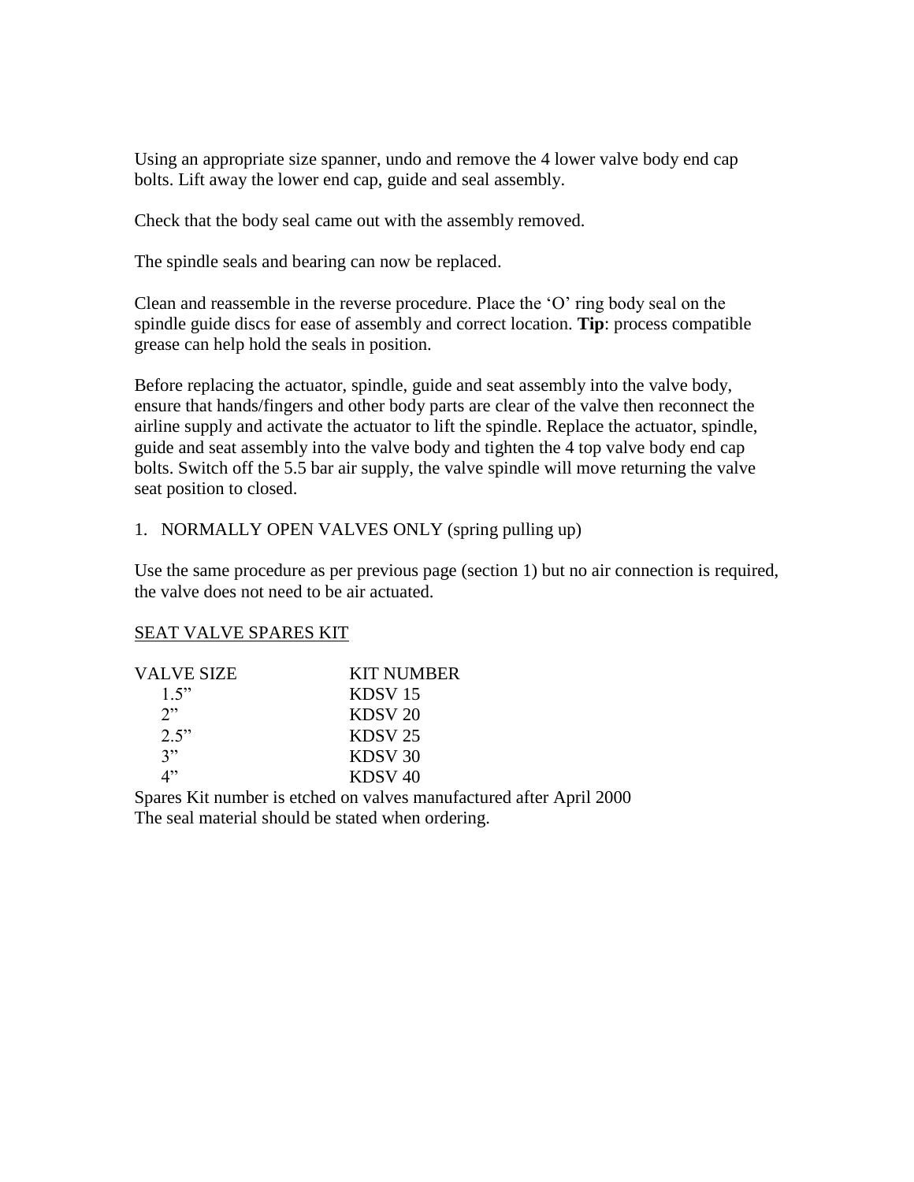Using an appropriate size spanner, undo and remove the 4 lower valve body end cap bolts. Lift away the lower end cap, guide and seal assembly.

Check that the body seal came out with the assembly removed.

The spindle seals and bearing can now be replaced.

Clean and reassemble in the reverse procedure. Place the ‘O’ ring body seal on the spindle guide discs for ease of assembly and correct location. **Tip**: process compatible grease can help hold the seals in position.

Before replacing the actuator, spindle, guide and seat assembly into the valve body, ensure that hands/fingers and other body parts are clear of the valve then reconnect the airline supply and activate the actuator to lift the spindle. Replace the actuator, spindle, guide and seat assembly into the valve body and tighten the 4 top valve body end cap bolts. Switch off the 5.5 bar air supply, the valve spindle will move returning the valve seat position to closed.

1. NORMALLY OPEN VALVES ONLY (spring pulling up)

Use the same procedure as per previous page (section 1) but no air connection is required, the valve does not need to be air actuated.

<u>SEAT VALVE SPARES KIT</u>

| VALVE SIZE | KIT NUMBER |
|---|---|
| 1.5” | KDSV 15 |
| 2” | KDSV 20 |
| 2.5” | KDSV 25 |
| 3” | KDSV 30 |
| 4” | KDSV 40 |

Spares Kit number is etched on valves manufactured after April 2000
The seal material should be stated when ordering.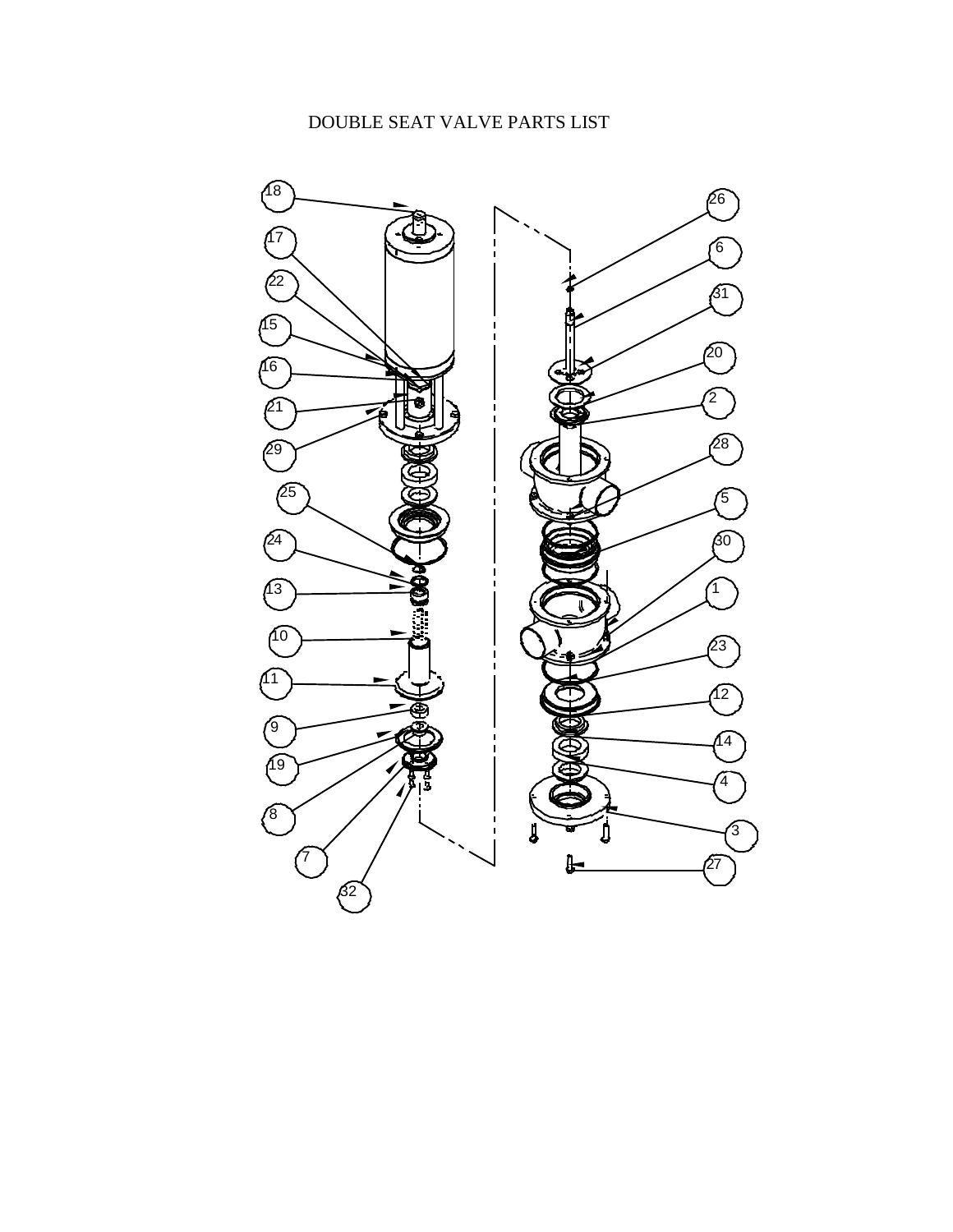# DOUBLE SEAT VALVE PARTS LIST

18
17
22
15
16
21
29
25
24
13
10
11
9
19
8
7
32
26
6
31
20
2
28
5
30
1
23
12
14
4
3
27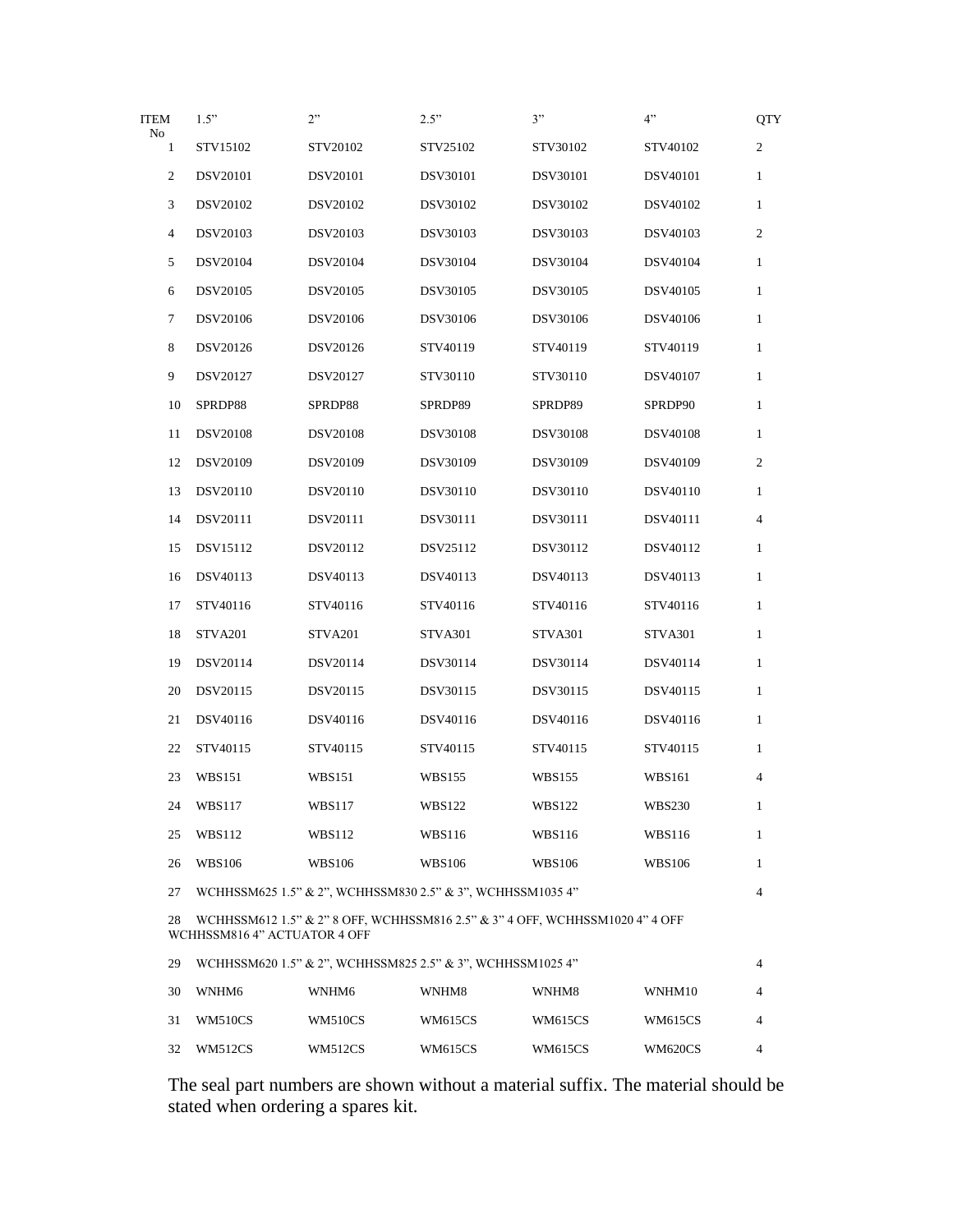| ITEM No | 1.5” | 2” | 2.5” | 3” | 4” | QTY |
|---|---|---|---|---|---|---|
| 1 | STV15102 | STV20102 | STV25102 | STV30102 | STV40102 | 2 |
| 2 | DSV20101 | DSV20101 | DSV30101 | DSV30101 | DSV40101 | 1 |
| 3 | DSV20102 | DSV20102 | DSV30102 | DSV30102 | DSV40102 | 1 |
| 4 | DSV20103 | DSV20103 | DSV30103 | DSV30103 | DSV40103 | 2 |
| 5 | DSV20104 | DSV20104 | DSV30104 | DSV30104 | DSV40104 | 1 |
| 6 | DSV20105 | DSV20105 | DSV30105 | DSV30105 | DSV40105 | 1 |
| 7 | DSV20106 | DSV20106 | DSV30106 | DSV30106 | DSV40106 | 1 |
| 8 | DSV20126 | DSV20126 | STV40119 | STV40119 | STV40119 | 1 |
| 9 | DSV20127 | DSV20127 | STV30110 | STV30110 | DSV40107 | 1 |
| 10 | SPRDP88 | SPRDP88 | SPRDP89 | SPRDP89 | SPRDP90 | 1 |
| 11 | DSV20108 | DSV20108 | DSV30108 | DSV30108 | DSV40108 | 1 |
| 12 | DSV20109 | DSV20109 | DSV30109 | DSV30109 | DSV40109 | 2 |
| 13 | DSV20110 | DSV20110 | DSV30110 | DSV30110 | DSV40110 | 1 |
| 14 | DSV20111 | DSV20111 | DSV30111 | DSV30111 | DSV40111 | 4 |
| 15 | DSV15112 | DSV20112 | DSV25112 | DSV30112 | DSV40112 | 1 |
| 16 | DSV40113 | DSV40113 | DSV40113 | DSV40113 | DSV40113 | 1 |
| 17 | STV40116 | STV40116 | STV40116 | STV40116 | STV40116 | 1 |
| 18 | STVA201 | STVA201 | STVA301 | STVA301 | STVA301 | 1 |
| 19 | DSV20114 | DSV20114 | DSV30114 | DSV30114 | DSV40114 | 1 |
| 20 | DSV20115 | DSV20115 | DSV30115 | DSV30115 | DSV40115 | 1 |
| 21 | DSV40116 | DSV40116 | DSV40116 | DSV40116 | DSV40116 | 1 |
| 22 | STV40115 | STV40115 | STV40115 | STV40115 | STV40115 | 1 |
| 23 | WBS151 | WBS151 | WBS155 | WBS155 | WBS161 | 4 |
| 24 | WBS117 | WBS117 | WBS122 | WBS122 | WBS230 | 1 |
| 25 | WBS112 | WBS112 | WBS116 | WBS116 | WBS116 | 1 |
| 26 | WBS106 | WBS106 | WBS106 | WBS106 | WBS106 | 1 |
| 27 | WCHHSSM625 1.5” & 2”, WCHHSSM830 2.5” & 3”, WCHHSSM1035 4” | | | | | 4 |
| 28 | WCHHSSM612 1.5” & 2” 8 OFF, WCHHSSM816 2.5” & 3” 4 OFF, WCHHSSM1020 4” 4 OFF WCHHSSM816 4” ACTUATOR 4 OFF | | | | | |
| 29 | WCHHSSM620 1.5” & 2”, WCHHSSM825 2.5” & 3”, WCHHSSM1025 4” | | | | | 4 |
| 30 | WNHM6 | WNHM6 | WNHM8 | WNHM8 | WNHM10 | 4 |
| 31 | WM510CS | WM510CS | WM615CS | WM615CS | WM615CS | 4 |
| 32 | WM512CS | WM512CS | WM615CS | WM615CS | WM620CS | 4 |

The seal part numbers are shown without a material suffix. The material should be stated when ordering a spares kit.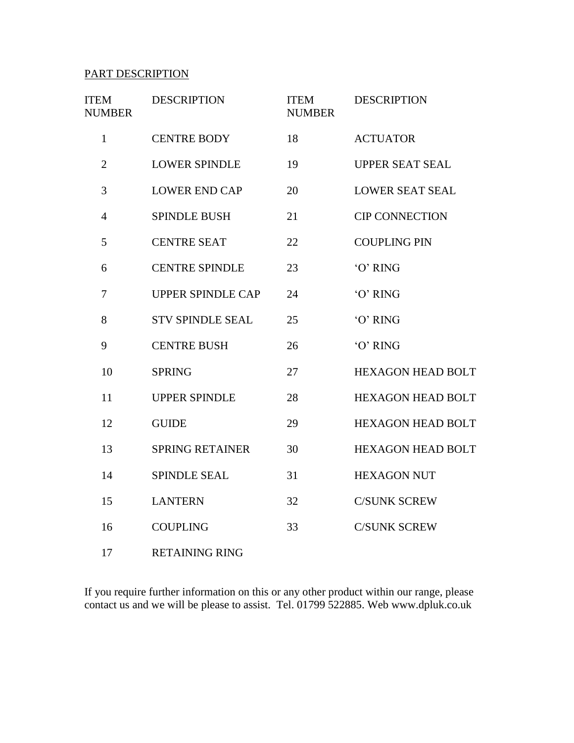PART DESCRIPTION

| ITEM NUMBER | DESCRIPTION | ITEM NUMBER | DESCRIPTION |
|---|---|---|---|
| 1 | CENTRE BODY | 18 | ACTUATOR |
| 2 | LOWER SPINDLE | 19 | UPPER SEAT SEAL |
| 3 | LOWER END CAP | 20 | LOWER SEAT SEAL |
| 4 | SPINDLE BUSH | 21 | CIP CONNECTION |
| 5 | CENTRE SEAT | 22 | COUPLING PIN |
| 6 | CENTRE SPINDLE | 23 | 'O' RING |
| 7 | UPPER SPINDLE CAP | 24 | 'O' RING |
| 8 | STV SPINDLE SEAL | 25 | 'O' RING |
| 9 | CENTRE BUSH | 26 | 'O' RING |
| 10 | SPRING | 27 | HEXAGON HEAD BOLT |
| 11 | UPPER SPINDLE | 28 | HEXAGON HEAD BOLT |
| 12 | GUIDE | 29 | HEXAGON HEAD BOLT |
| 13 | SPRING RETAINER | 30 | HEXAGON HEAD BOLT |
| 14 | SPINDLE SEAL | 31 | HEXAGON NUT |
| 15 | LANTERN | 32 | C/SUNK SCREW |
| 16 | COUPLING | 33 | C/SUNK SCREW |
| 17 | RETAINING RING | | |

If you require further information on this or any other product within our range, please contact us and we will be please to assist. Tel. 01799 522885. Web www.dpluk.co.uk